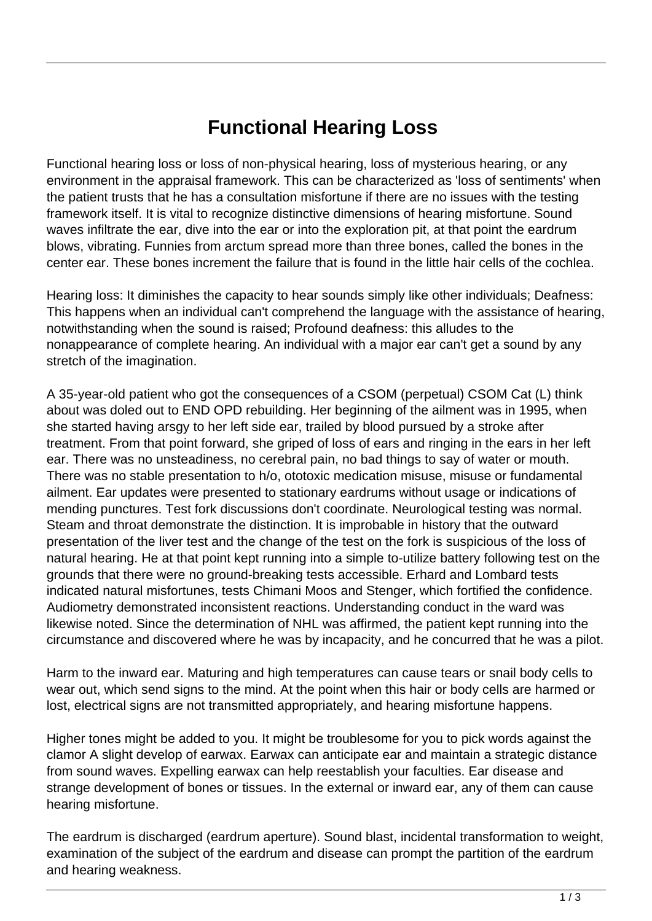# Functional Hearing Loss

Functional hearing loss or loss of non-physical hearing, loss of mysterious hearing, or any environment in the appraisal framework. This can be characterized as 'loss of sentiments' when the patient trusts that he has a consultation misfortune if there are no issues with the testing framework itself. It is vital to recognize distinctive dimensions of hearing misfortune. Sound waves infiltrate the ear, dive into the ear or into the exploration pit, at that point the eardrum blows, vibrating. Funnies from arctum spread more than three bones, called the bones in the center ear. These bones increment the failure that is found in the little hair cells of the cochlea.

Hearing loss: It diminishes the capacity to hear sounds simply like other individuals; Deafness: This happens when an individual can't comprehend the language with the assistance of hearing, notwithstanding when the sound is raised; Profound deafness: this alludes to the nonappearance of complete hearing. An individual with a major ear can't get a sound by any stretch of the imagination.

A 35-year-old patient who got the consequences of a CSOM (perpetual) CSOM Cat (L) think about was doled out to END OPD rebuilding. Her beginning of the ailment was in 1995, when she started having arsgy to her left side ear, trailed by blood pursued by a stroke after treatment. From that point forward, she griped of loss of ears and ringing in the ears in her left ear. There was no unsteadiness, no cerebral pain, no bad things to say of water or mouth. There was no stable presentation to h/o, ototoxic medication misuse, misuse or fundamental ailment. Ear updates were presented to stationary eardrums without usage or indications of mending punctures. Test fork discussions don't coordinate. Neurological testing was normal. Steam and throat demonstrate the distinction. It is improbable in history that the outward presentation of the liver test and the change of the test on the fork is suspicious of the loss of natural hearing. He at that point kept running into a simple to-utilize battery following test on the grounds that there were no ground-breaking tests accessible. Erhard and Lombard tests indicated natural misfortunes, tests Chimani Moos and Stenger, which fortified the confidence. Audiometry demonstrated inconsistent reactions. Understanding conduct in the ward was likewise noted. Since the determination of NHL was affirmed, the patient kept running into the circumstance and discovered where he was by incapacity, and he concurred that he was a pilot.

Harm to the inward ear. Maturing and high temperatures can cause tears or snail body cells to wear out, which send signs to the mind. At the point when this hair or body cells are harmed or lost, electrical signs are not transmitted appropriately, and hearing misfortune happens.

Higher tones might be added to you. It might be troublesome for you to pick words against the clamor A slight develop of earwax. Earwax can anticipate ear and maintain a strategic distance from sound waves. Expelling earwax can help reestablish your faculties. Ear disease and strange development of bones or tissues. In the external or inward ear, any of them can cause hearing misfortune.

The eardrum is discharged (eardrum aperture). Sound blast, incidental transformation to weight, examination of the subject of the eardrum and disease can prompt the partition of the eardrum and hearing weakness.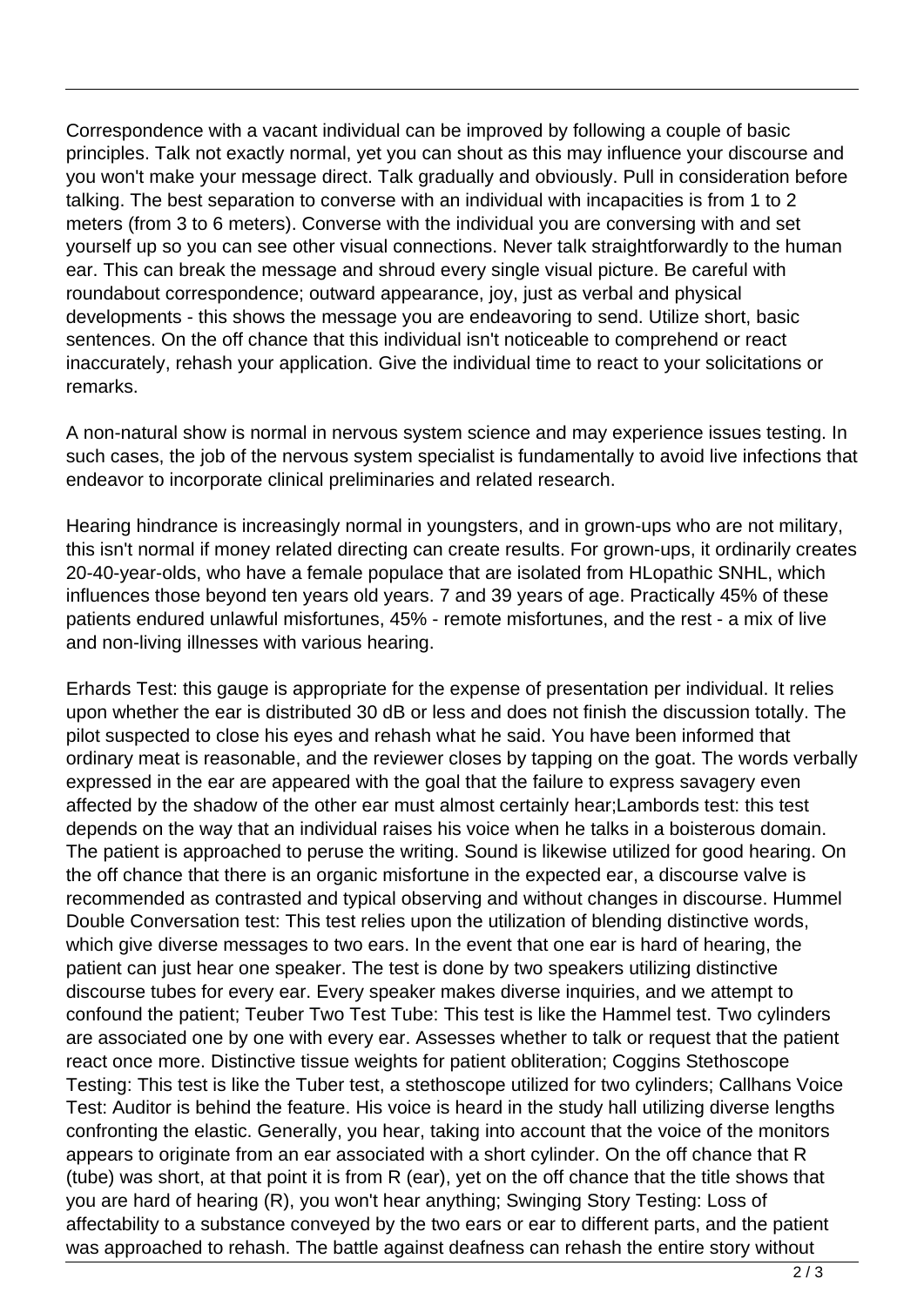Correspondence with a vacant individual can be improved by following a couple of basic principles. Talk not exactly normal, yet you can shout as this may influence your discourse and you won't make your message direct. Talk gradually and obviously. Pull in consideration before talking. The best separation to converse with an individual with incapacities is from 1 to 2 meters (from 3 to 6 meters). Converse with the individual you are conversing with and set yourself up so you can see other visual connections. Never talk straightforwardly to the human ear. This can break the message and shroud every single visual picture. Be careful with roundabout correspondence; outward appearance, joy, just as verbal and physical developments - this shows the message you are endeavoring to send. Utilize short, basic sentences. On the off chance that this individual isn't noticeable to comprehend or react inaccurately, rehash your application. Give the individual time to react to your solicitations or remarks.

A non-natural show is normal in nervous system science and may experience issues testing. In such cases, the job of the nervous system specialist is fundamentally to avoid live infections that endeavor to incorporate clinical preliminaries and related research.

Hearing hindrance is increasingly normal in youngsters, and in grown-ups who are not military, this isn't normal if money related directing can create results. For grown-ups, it ordinarily creates 20-40-year-olds, who have a female populace that are isolated from HLopathic SNHL, which influences those beyond ten years old years. 7 and 39 years of age. Practically 45% of these patients endured unlawful misfortunes, 45% - remote misfortunes, and the rest - a mix of live and non-living illnesses with various hearing.

Erhards Test: this gauge is appropriate for the expense of presentation per individual. It relies upon whether the ear is distributed 30 dB or less and does not finish the discussion totally. The pilot suspected to close his eyes and rehash what he said. You have been informed that ordinary meat is reasonable, and the reviewer closes by tapping on the goat. The words verbally expressed in the ear are appeared with the goal that the failure to express savagery even affected by the shadow of the other ear must almost certainly hear;Lambords test: this test depends on the way that an individual raises his voice when he talks in a boisterous domain. The patient is approached to peruse the writing. Sound is likewise utilized for good hearing. On the off chance that there is an organic misfortune in the expected ear, a discourse valve is recommended as contrasted and typical observing and without changes in discourse. Hummel Double Conversation test: This test relies upon the utilization of blending distinctive words, which give diverse messages to two ears. In the event that one ear is hard of hearing, the patient can just hear one speaker. The test is done by two speakers utilizing distinctive discourse tubes for every ear. Every speaker makes diverse inquiries, and we attempt to confound the patient; Teuber Two Test Tube: This test is like the Hammel test. Two cylinders are associated one by one with every ear. Assesses whether to talk or request that the patient react once more. Distinctive tissue weights for patient obliteration; Coggins Stethoscope Testing: This test is like the Tuber test, a stethoscope utilized for two cylinders; Callhans Voice Test: Auditor is behind the feature. His voice is heard in the study hall utilizing diverse lengths confronting the elastic. Generally, you hear, taking into account that the voice of the monitors appears to originate from an ear associated with a short cylinder. On the off chance that R (tube) was short, at that point it is from R (ear), yet on the off chance that the title shows that you are hard of hearing (R), you won't hear anything; Swinging Story Testing: Loss of affectability to a substance conveyed by the two ears or ear to different parts, and the patient was approached to rehash. The battle against deafness can rehash the entire story without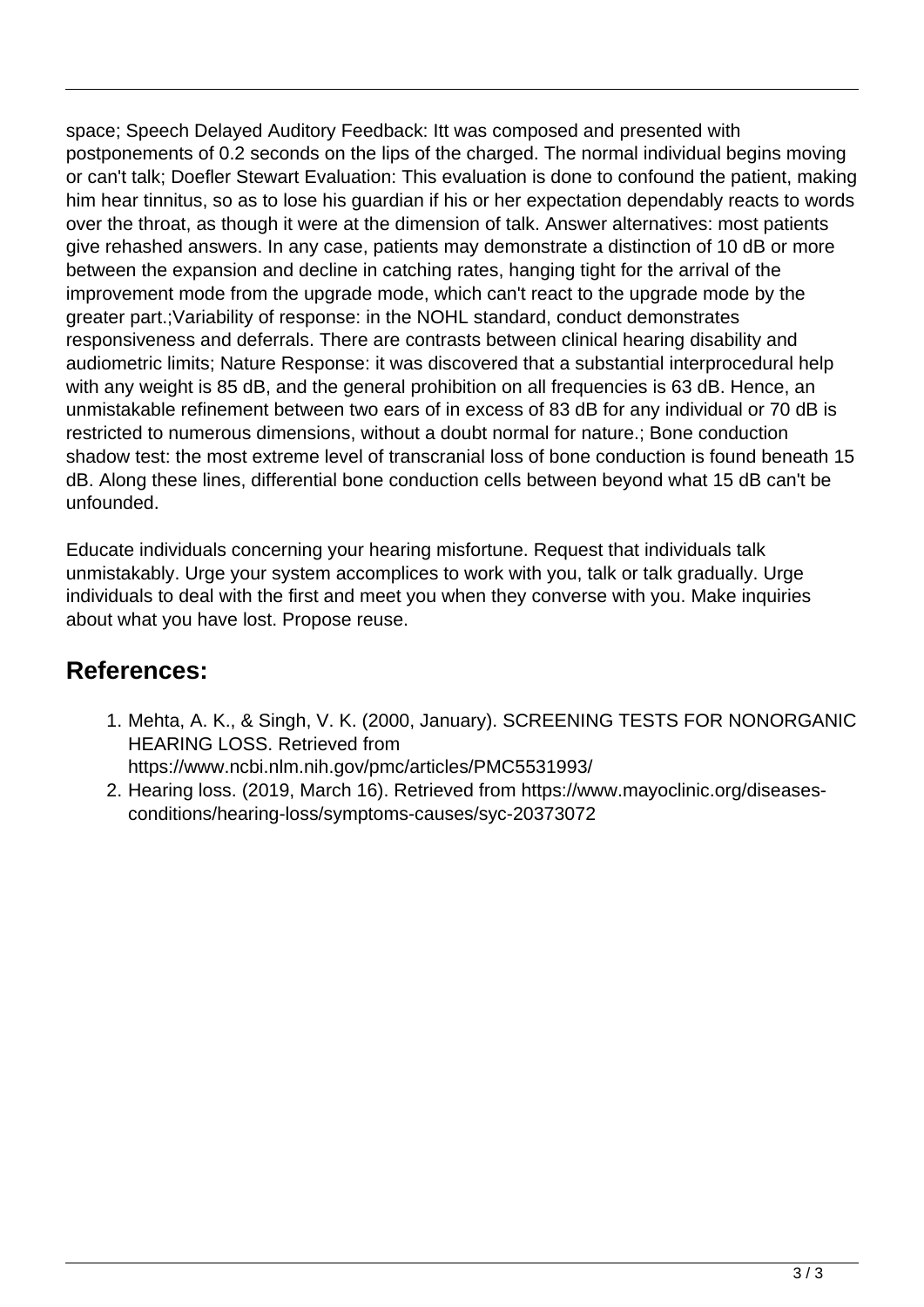space; Speech Delayed Auditory Feedback: Itt was composed and presented with postponements of 0.2 seconds on the lips of the charged. The normal individual begins moving or can't talk; Doefler Stewart Evaluation: This evaluation is done to confound the patient, making him hear tinnitus, so as to lose his guardian if his or her expectation dependably reacts to words over the throat, as though it were at the dimension of talk. Answer alternatives: most patients give rehashed answers. In any case, patients may demonstrate a distinction of 10 dB or more between the expansion and decline in catching rates, hanging tight for the arrival of the improvement mode from the upgrade mode, which can't react to the upgrade mode by the greater part.;Variability of response: in the NOHL standard, conduct demonstrates responsiveness and deferrals. There are contrasts between clinical hearing disability and audiometric limits; Nature Response: it was discovered that a substantial interprocedural help with any weight is 85 dB, and the general prohibition on all frequencies is 63 dB. Hence, an unmistakable refinement between two ears of in excess of 83 dB for any individual or 70 dB is restricted to numerous dimensions, without a doubt normal for nature.; Bone conduction shadow test: the most extreme level of transcranial loss of bone conduction is found beneath 15 dB. Along these lines, differential bone conduction cells between beyond what 15 dB can't be unfounded.

Educate individuals concerning your hearing misfortune. Request that individuals talk unmistakably. Urge your system accomplices to work with you, talk or talk gradually. Urge individuals to deal with the first and meet you when they converse with you. Make inquiries about what you have lost. Propose reuse.

## References:

1. Mehta, A. K., & Singh, V. K. (2000, January). SCREENING TESTS FOR NONORGANIC HEARING LOSS. Retrieved from https://www.ncbi.nlm.nih.gov/pmc/articles/PMC5531993/
2. Hearing loss. (2019, March 16). Retrieved from https://www.mayoclinic.org/diseases-conditions/hearing-loss/symptoms-causes/syc-20373072